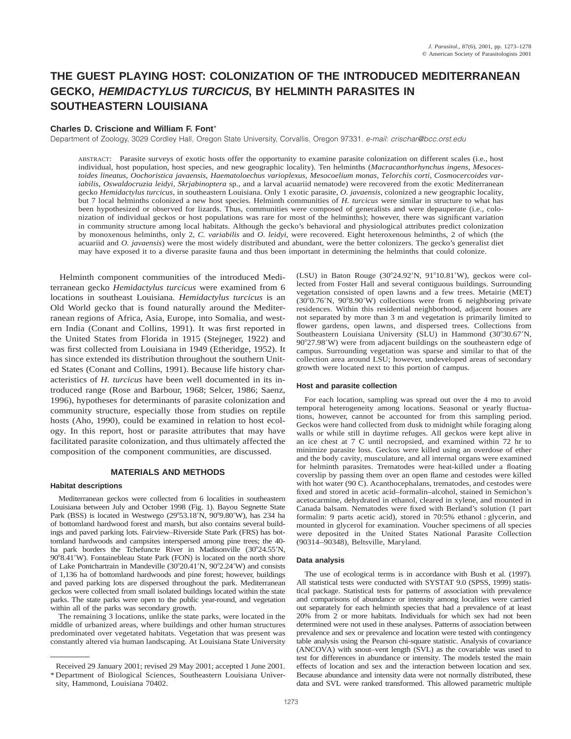# THE GUEST PLAYING HOST: COLONIZATION OF THE INTRODUCED MEDITERRANEAN GECKO, *HEMIDACTYLUS TURCICUS*, BY HELMINTH PARASITES IN SOUTHEASTERN LOUISIANA

**Charles D. Criscione and William F. Font***

Department of Zoology, 3029 Cordley Hall, Oregon State University, Corvallis, Oregon 97331. *e-mail: crischar@bcc.orst.edu*

ABSTRACT: Parasite surveys of exotic hosts offer the opportunity to examine parasite colonization on different scales (i.e., host individual, host population, host species, and new geographic locality). Ten helminths (*Macracanthorhynchus ingens*, *Mesocestoides lineatus*, *Oochoristica javaensis*, *Haematoloechus varioplexus*, *Mesocoelium monas*, *Telorchis corti*, *Cosmocercoides variabilis*, *Oswaldocruzia leidyi*, *Skrjabinoptera* sp., and a larval acuariid nematode) were recovered from the exotic Mediterranean gecko *Hemidactylus turcicus*, in southeastern Louisiana. Only 1 exotic parasite, *O. javaensis*, colonized a new geographic locality, but 7 local helminths colonized a new host species. Helminth communities of *H. turcicus* were similar in structure to what has been hypothesized or observed for lizards. Thus, communities were composed of generalists and were depauperate (i.e., colonization of individual geckos or host populations was rare for most of the helminths); however, there was significant variation in community structure among local habitats. Although the gecko's behavioral and physiological attributes predict colonization by monoxenous helminths, only 2, *C. variabilis* and *O. leidyi*, were recovered. Eight heteroxenous helminths, 2 of which (the acuariid and *O. javaensis*) were the most widely distributed and abundant, were the better colonizers. The gecko's generalist diet may have exposed it to a diverse parasite fauna and thus been important in determining the helminths that could colonize.

Helminth component communities of the introduced Mediterranean gecko *Hemidactylus turcicus* were examined from 6 locations in southeast Louisiana. *Hemidactylus turcicus* is an Old World gecko that is found naturally around the Mediterranean regions of Africa, Asia, Europe, into Somalia, and western India (Conant and Collins, 1991). It was first reported in the United States from Florida in 1915 (Stejneger, 1922) and was first collected from Louisiana in 1949 (Etheridge, 1952). It has since extended its distribution throughout the southern United States (Conant and Collins, 1991). Because life history characteristics of *H. turcicus* have been well documented in its introduced range (Rose and Barbour, 1968; Selcer, 1986; Saenz, 1996), hypotheses for determinants of parasite colonization and community structure, especially those from studies on reptile hosts (Aho, 1990), could be examined in relation to host ecology. In this report, host or parasite attributes that may have facilitated parasite colonization, and thus ultimately affected the composition of the component communities, are discussed.

## MATERIALS AND METHODS

### Habitat descriptions

Mediterranean geckos were collected from 6 localities in southeastern Louisiana between July and October 1998 (Fig. 1). Bayou Segnette State Park (BSS) is located in Westwego (29°53.18′N, 90°9.80′W), has 234 ha of bottomland hardwood forest and marsh, but also contains several buildings and paved parking lots. Fairview–Riverside State Park (FRS) has bottomland hardwoods and campsites interspersed among pine trees; the 40-ha park borders the Tchefuncte River in Madisonville (30°24.55′N, 90°8.41′W). Fontainebleau State Park (FON) is located on the north shore of Lake Pontchartrain in Mandeville (30°20.41′N, 90°2.24′W) and consists of 1,136 ha of bottomland hardwoods and pine forest; however, buildings and paved parking lots are dispersed throughout the park. Mediterranean geckos were collected from small isolated buildings located within the state parks. The state parks were open to the public year-round, and vegetation within all of the parks was secondary growth.

The remaining 3 locations, unlike the state parks, were located in the middle of urbanized areas, where buildings and other human structures predominated over vegetated habitats. Vegetation that was present was constantly altered via human landscaping. At Louisiana State University (LSU) in Baton Rouge (30°24.92′N, 91°10.81′W), geckos were collected from Foster Hall and several contiguous buildings. Surrounding vegetation consisted of open lawns and a few trees. Metairie (MET) (30°0.76′N, 90°8.90′W) collections were from 6 neighboring private residences. Within this residential neighborhood, adjacent houses are not separated by more than 3 m and vegetation is primarily limited to flower gardens, open lawns, and dispersed trees. Collections from Southeastern Louisiana University (SLU) in Hammond (30°30.67′N, 90°27.98′W) were from adjacent buildings on the southeastern edge of campus. Surrounding vegetation was sparse and similar to that of the collection area around LSU; however, undeveloped areas of secondary growth were located next to this portion of campus.

### Host and parasite collection

For each location, sampling was spread out over the 4 mo to avoid temporal heterogeneity among locations. Seasonal or yearly fluctuations, however, cannot be accounted for from this sampling period. Geckos were hand collected from dusk to midnight while foraging along walls or while still in daytime refuges. All geckos were kept alive in an ice chest at 7 C until necropsied, and examined within 72 hr to minimize parasite loss. Geckos were killed using an overdose of ether and the body cavity, musculature, and all internal organs were examined for helminth parasites. Trematodes were heat-killed under a floating coverslip by passing them over an open flame and cestodes were killed with hot water (90 C). Acanthocephalans, trematodes, and cestodes were fixed and stored in acetic acid–formalin–alcohol, stained in Semichon's acetocarmine, dehydrated in ethanol, cleared in xylene, and mounted in Canada balsam. Nematodes were fixed with Berland's solution (1 part formalin: 9 parts acetic acid), stored in 70:5% ethanol : glycerin, and mounted in glycerol for examination. Voucher specimens of all species were deposited in the United States National Parasite Collection (90314–90348), Beltsville, Maryland.

### Data analysis

The use of ecological terms is in accordance with Bush et al. (1997). All statistical tests were conducted with SYSTAT 9.0 (SPSS, 1999) statistical package. Statistical tests for patterns of association with prevalence and comparisons of abundance or intensity among localities were carried out separately for each helminth species that had a prevalence of at least 20% from 2 or more habitats. Individuals for which sex had not been determined were not used in these analyses. Patterns of association between prevalence and sex or prevalence and location were tested with contingency table analysis using the Pearson chi-square statistic. Analysis of covariance (ANCOVA) with snout–vent length (SVL) as the covariable was used to test for differences in abundance or intensity. The models tested the main effects of location and sex and the interaction between location and sex. Because abundance and intensity data were not normally distributed, these data and SVL were ranked transformed. This allowed parametric multiple

Received 29 January 2001; revised 29 May 2001; accepted 1 June 2001.

* Department of Biological Sciences, Southeastern Louisiana University, Hammond, Louisiana 70402.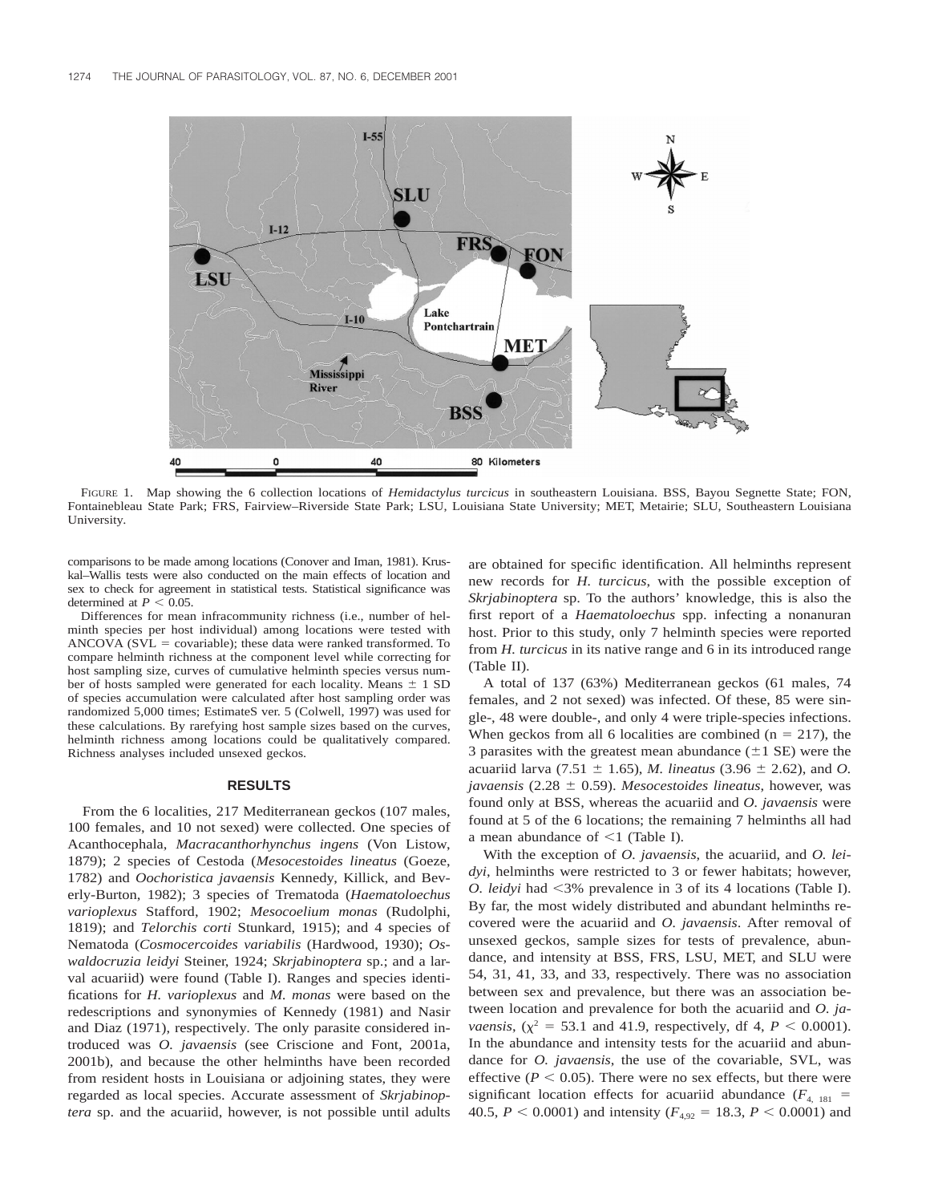FIGURE 1. Map showing the 6 collection locations of *Hemidactylus turcicus* in southeastern Louisiana. BSS, Bayou Segnette State; FON, Fontainebleau State Park; FRS, Fairview–Riverside State Park; LSU, Louisiana State University; MET, Metairie; SLU, Southeastern Louisiana University.

comparisons to be made among locations (Conover and Iman, 1981). Kruskal–Wallis tests were also conducted on the main effects of location and sex to check for agreement in statistical tests. Statistical significance was determined at $P < 0.05$.

Differences for mean infracommunity richness (i.e., number of helminth species per host individual) among locations were tested with ANCOVA (SVL = covariable); these data were ranked transformed. To compare helminth richness at the component level while correcting for host sampling size, curves of cumulative helminth species versus number of hosts sampled were generated for each locality. Means ± 1 SD of species accumulation were calculated after host sampling order was randomized 5,000 times; EstimateS ver. 5 (Colwell, 1997) was used for these calculations. By rarefying host sample sizes based on the curves, helminth richness among locations could be qualitatively compared. Richness analyses included unsexed geckos.

## RESULTS

From the 6 localities, 217 Mediterranean geckos (107 males, 100 females, and 10 not sexed) were collected. One species of Acanthocephala, *Macracanthorhynchus ingens* (Von Listow, 1879); 2 species of Cestoda (*Mesocestoides lineatus* (Goeze, 1782) and *Oochoristica javaensis* Kennedy, Killick, and Beverly-Burton, 1982); 3 species of Trematoda (*Haematoloechus varioplexus* Stafford, 1902; *Mesocoelium monas* (Rudolphi, 1819); and *Telorchis corti* Stunkard, 1915); and 4 species of Nematoda (*Cosmocercoides variabilis* (Hardwood, 1930); *Oswaldocruzia leidyi* Steiner, 1924; *Skrjabinoptera* sp.; and a larval acuariid) were found (Table I). Ranges and species identifications for *H. varioplexus* and *M. monas* were based on the redescriptions and synonymies of Kennedy (1981) and Nasir and Diaz (1971), respectively. The only parasite considered introduced was *O. javaensis* (see Criscione and Font, 2001a, 2001b), and because the other helminths have been recorded from resident hosts in Louisiana or adjoining states, they were regarded as local species. Accurate assessment of *Skrjabinoptera* sp. and the acuariid, however, is not possible until adults are obtained for specific identification. All helminths represent new records for *H. turcicus*, with the possible exception of *Skrjabinoptera* sp. To the authors' knowledge, this is also the first report of a *Haematoloechus* spp. infecting a nonanuran host. Prior to this study, only 7 helminth species were reported from *H. turcicus* in its native range and 6 in its introduced range (Table II).

A total of 137 (63%) Mediterranean geckos (61 males, 74 females, and 2 not sexed) was infected. Of these, 85 were single-, 48 were double-, and only 4 were triple-species infections. When geckos from all 6 localities are combined (n = 217), the 3 parasites with the greatest mean abundance (±1 SE) were the acuariid larva (7.51 ± 1.65), *M. lineatus* (3.96 ± 2.62), and *O. javaensis* (2.28 ± 0.59). *Mesocestoides lineatus*, however, was found only at BSS, whereas the acuariid and *O. javaensis* were found at 5 of the 6 locations; the remaining 7 helminths all had a mean abundance of <1 (Table I).

With the exception of *O. javaensis*, the acuariid, and *O. leidyi*, helminths were restricted to 3 or fewer habitats; however, *O. leidyi* had <3% prevalence in 3 of its 4 locations (Table I). By far, the most widely distributed and abundant helminths recovered were the acuariid and *O. javaensis*. After removal of unsexed geckos, sample sizes for tests of prevalence, abundance, and intensity at BSS, FRS, LSU, MET, and SLU were 54, 31, 41, 33, and 33, respectively. There was no association between sex and prevalence, but there was an association between location and prevalence for both the acuariid and *O. javaensis*, ($\chi^2$ = 53.1 and 41.9, respectively, df 4, $P < 0.0001$). In the abundance and intensity tests for the acuariid and abundance for *O. javaensis*, the use of the covariable, SVL, was effective ($P < 0.05$). There were no sex effects, but there were significant location effects for acuariid abundance ($F_{4,\ 181}$ = 40.5, $P < 0.0001$) and intensity ($F_{4,92}$ = 18.3, $P < 0.0001$) and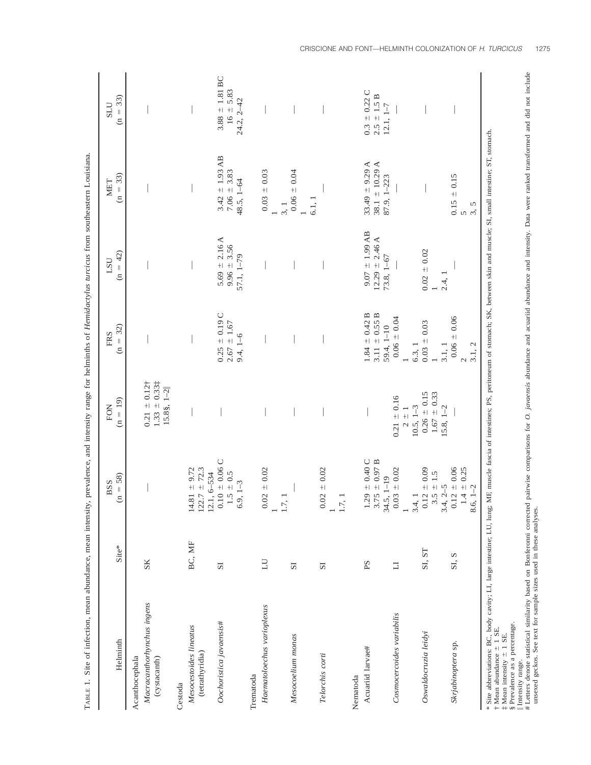TABLE 1. Site of infection, mean abundance, mean intensity, prevalence, and intensity range for helminths of *Hemidactylus turcicus* from southeastern Louisiana.

| Helminth | Site* | BSS (n = 58) | FON (n = 19) | FRS (n = 32) | LSU (n = 42) | MET (n = 33) | SLU (n = 33) |
|---|---|---|---|---|---|---|---|
| Acanthocephala | | | | | | | |
| *Macracanthorhynchus ingens* (cystacanth) | SK | — | 0.21 ± 0.12† 1.33 ± 0.33‡ 15.8§, 1–2‖ | — | — | — | — |
| Cestoda | | | | | | | |
| *Mesocestoides lineatus* (tetrathyridia) | BC, MF | 14.81 ± 9.72 122.7 ± 72.3 12.1, 6–534 | | | | | |
| *Oochoristica javaensis*# | SI | 0.10 ± 0.06 C 1.5 ± 0.5 6.9, 1–3 | — | 0.25 ± 0.19 C 2.67 ± 1.67 9.4, 1–6 | 5.69 ± 2.16 A 9.96 ± 3.56 57.1, 1–79 | 3.42 ± 1.93 AB 7.06 ± 3.83 48.5, 1–64 | 3.88 ± 1.81 BC 16 ± 5.83 24.2, 2–42 |
| Trematoda | | | | | | | |
| *Haematoloechus varioplexus* | LU | 0.02 ± 0.02 1 1.7, 1 | — | — | — | 0.03 ± 0.03 1 3, 1 | — |
| *Mesocoelium monas* | SI | — | — | — | — | 0.06 ± 0.04 1 6.1, 1 | — |
| *Telorchis corti* | SI | 0.02 ± 0.02 1 1.7, 1 | — | — | — | — | — |
| Nematoda | | | | | | | |
| Acuariid larvae# | PS | 1.29 ± 0.40 C 3.75 ± 0.97 B 34.5, 1–19 | — | 1.84 ± 0.42 B 3.11 ± 0.55 B 59.4, 1–10 | 9.07 ± 1.99 AB 12.29 ± 2.46 A 73.8, 1–67 | 33.49 ± 9.29 A 38.1 ± 10.29 A 87.9, 1–223 | 0.3 ± 0.22 C 2.5 ± 1.5 B 12.1, 1–7 |
| *Cosmocercoides variabilis* | LI | 0.03 ± 0.02 1 3.4, 1 | 0.21 ± 0.16 2 ± 1 10.5, 1–3 | 0.06 ± 0.04 1 6.3, 1 | — | — | — |
| *Oswaldocruzia leidyi* | SI, ST | 0.12 ± 0.09 3.5 ± 1.5 3.4, 2–5 | 0.26 ± 0.15 1.67 ± 0.33 15.8, 1–2 | 0.03 ± 0.03 1 3.1, 1 | 0.02 ± 0.02 1 2.4, 1 | — | — |
| *Skrjabinoptera* sp. | SI, S | 0.12 ± 0.06 1.4 ± 0.25 8.6, 1–2 | — | 0.06 ± 0.06 2 3.1, 2 | — | 0.15 ± 0.15 5 3, 5 | — |

\* Site abbreviations: BC, body cavity; LI, large intestine; LU, lung; MF, muscle fascia of intestines; PS, peritoneum of stomach; SK, between skin and muscle; SI, small intestine; ST, stomach.
† Mean abundance ± 1 SE.
‡ Mean intensity ± 1 SE.
§ Prevalence as a percentage.
‖ Intensity range.
\# Letters denote statistical similarity based on Bonferroni corrected pairwise comparisons for *O. javaensis* abundance and acuariid abundance and intensity. Data were ranked transformed and did not include unsexed geckos. See text for sample sizes used in these analyses.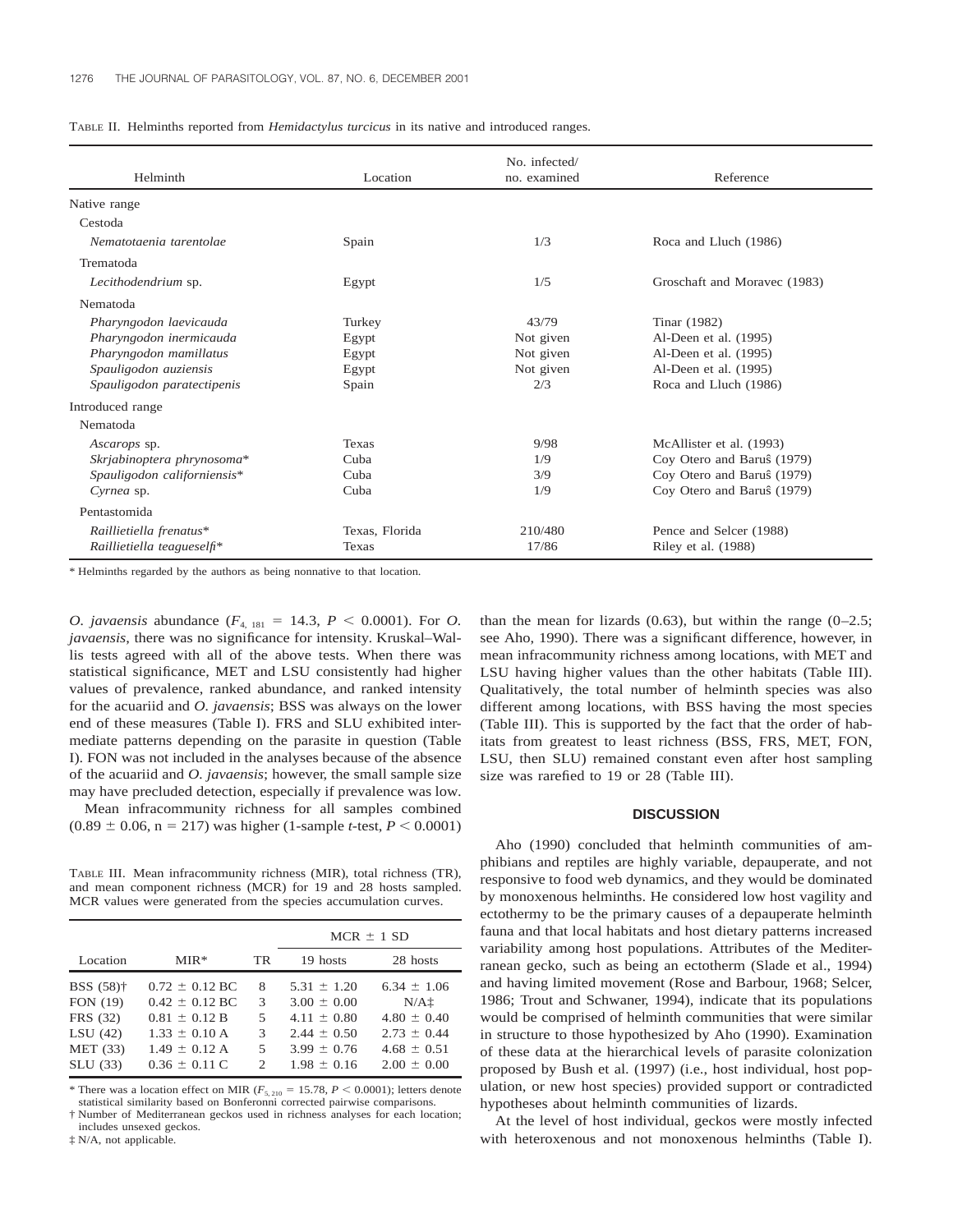TABLE II. Helminths reported from *Hemidactylus turcicus* in its native and introduced ranges.

| Helminth | Location | No. infected/ no. examined | Reference |
|---|---|---|---|
| Native range | | | |
| Cestoda | | | |
| *Nematotaenia tarentolae* | Spain | 1/3 | Roca and Lluch (1986) |
| Trematoda | | | |
| *Lecithodendrium* sp. | Egypt | 1/5 | Groschaft and Moravec (1983) |
| Nematoda | | | |
| *Pharyngodon laevicauda* | Turkey | 43/79 | Tinar (1982) |
| *Pharyngodon inermicauda* | Egypt | Not given | Al-Deen et al. (1995) |
| *Pharyngodon mamillatus* | Egypt | Not given | Al-Deen et al. (1995) |
| *Spauligodon auziensis* | Egypt | Not given | Al-Deen et al. (1995) |
| *Spauligodon paratectipenis* | Spain | 2/3 | Roca and Lluch (1986) |
| Introduced range | | | |
| Nematoda | | | |
| *Ascarops* sp. | Texas | 9/98 | McAllister et al. (1993) |
| *Skrjabinoptera phrynosoma** | Cuba | 1/9 | Coy Otero and Barus̑ (1979) |
| *Spauligodon californiensis** | Cuba | 3/9 | Coy Otero and Barus̑ (1979) |
| *Cyrnea* sp. | Cuba | 1/9 | Coy Otero and Barus̑ (1979) |
| Pentastomida | | | |
| *Raillietiella frenatus** | Texas, Florida | 210/480 | Pence and Selcer (1988) |
| *Raillietiella teagueselfi** | Texas | 17/86 | Riley et al. (1988) |

* Helminths regarded by the authors as being nonnative to that location.

*O. javaensis* abundance ($F_{4,\ 181} = 14.3$, $P < 0.0001$). For *O. javaensis*, there was no significance for intensity. Kruskal–Wallis tests agreed with all of the above tests. When there was statistical significance, MET and LSU consistently had higher values of prevalence, ranked abundance, and ranked intensity for the acuariid and *O. javaensis*; BSS was always on the lower end of these measures (Table I). FRS and SLU exhibited intermediate patterns depending on the parasite in question (Table I). FON was not included in the analyses because of the absence of the acuariid and *O. javaensis*; however, the small sample size may have precluded detection, especially if prevalence was low.

Mean infracommunity richness for all samples combined ($0.89 \pm 0.06$, n = 217) was higher (1-sample *t*-test, $P < 0.0001$) than the mean for lizards (0.63), but within the range (0–2.5; see Aho, 1990). There was a significant difference, however, in mean infracommunity richness among locations, with MET and LSU having higher values than the other habitats (Table III). Qualitatively, the total number of helminth species was also different among locations, with BSS having the most species (Table III). This is supported by the fact that the order of habitats from greatest to least richness (BSS, FRS, MET, FON, LSU, then SLU) remained constant even after host sampling size was rarefied to 19 or 28 (Table III).

TABLE III. Mean infracommunity richness (MIR), total richness (TR), and mean component richness (MCR) for 19 and 28 hosts sampled. MCR values were generated from the species accumulation curves.

| Location | MIR* | TR | MCR ± 1 SD | |
|---|---|---|---|---|
| | | | 19 hosts | 28 hosts |
| BSS (58)† | 0.72 ± 0.12 BC | 8 | 5.31 ± 1.20 | 6.34 ± 1.06 |
| FON (19) | 0.42 ± 0.12 BC | 3 | 3.00 ± 0.00 | N/A‡ |
| FRS (32) | 0.81 ± 0.12 B | 5 | 4.11 ± 0.80 | 4.80 ± 0.40 |
| LSU (42) | 1.33 ± 0.10 A | 3 | 2.44 ± 0.50 | 2.73 ± 0.44 |
| MET (33) | 1.49 ± 0.12 A | 5 | 3.99 ± 0.76 | 4.68 ± 0.51 |
| SLU (33) | 0.36 ± 0.11 C | 2 | 1.98 ± 0.16 | 2.00 ± 0.00 |

* There was a location effect on MIR ($F_{5,210} = 15.78$, $P < 0.0001$); letters denote statistical similarity based on Bonferonni corrected pairwise comparisons.
† Number of Mediterranean geckos used in richness analyses for each location; includes unsexed geckos.
‡ N/A, not applicable.

## DISCUSSION

Aho (1990) concluded that helminth communities of amphibians and reptiles are highly variable, depauperate, and not responsive to food web dynamics, and they would be dominated by monoxenous helminths. He considered low host vagility and ectothermy to be the primary causes of a depauperate helminth fauna and that local habitats and host dietary patterns increased variability among host populations. Attributes of the Mediterranean gecko, such as being an ectotherm (Slade et al., 1994) and having limited movement (Rose and Barbour, 1968; Selcer, 1986; Trout and Schwaner, 1994), indicate that its populations would be comprised of helminth communities that were similar in structure to those hypothesized by Aho (1990). Examination of these data at the hierarchical levels of parasite colonization proposed by Bush et al. (1997) (i.e., host individual, host population, or new host species) provided support or contradicted hypotheses about helminth communities of lizards.

At the level of host individual, geckos were mostly infected with heteroxenous and not monoxenous helminths (Table I).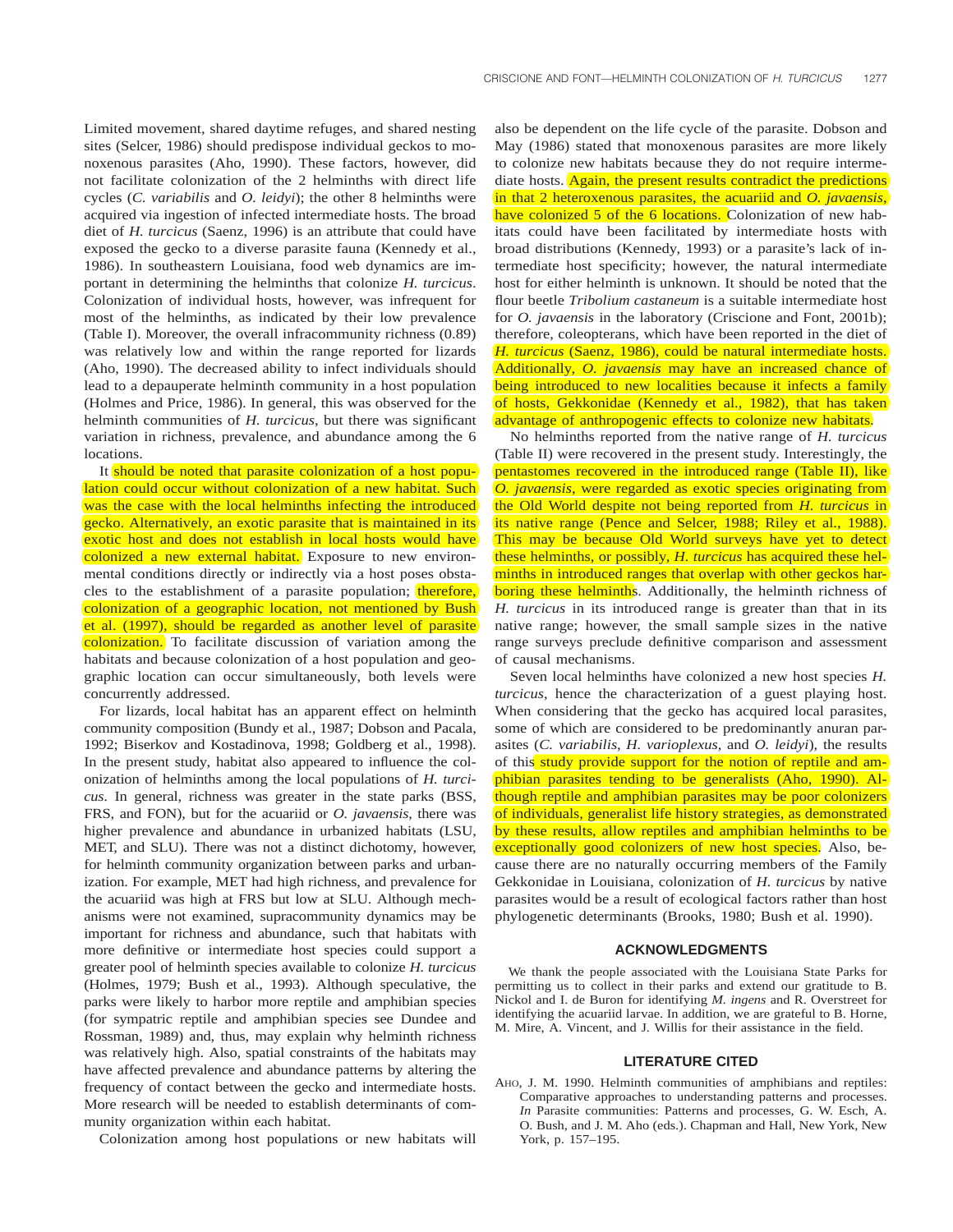Limited movement, shared daytime refuges, and shared nesting sites (Selcer, 1986) should predispose individual geckos to monoxenous parasites (Aho, 1990). These factors, however, did not facilitate colonization of the 2 helminths with direct life cycles (*C. variabilis* and *O. leidyi*); the other 8 helminths were acquired via ingestion of infected intermediate hosts. The broad diet of *H. turcicus* (Saenz, 1996) is an attribute that could have exposed the gecko to a diverse parasite fauna (Kennedy et al., 1986). In southeastern Louisiana, food web dynamics are important in determining the helminths that colonize *H. turcicus*. Colonization of individual hosts, however, was infrequent for most of the helminths, as indicated by their low prevalence (Table I). Moreover, the overall infracommunity richness (0.89) was relatively low and within the range reported for lizards (Aho, 1990). The decreased ability to infect individuals should lead to a depauperate helminth community in a host population (Holmes and Price, 1986). In general, this was observed for the helminth communities of *H. turcicus*, but there was significant variation in richness, prevalence, and abundance among the 6 locations.

It should be noted that parasite colonization of a host population could occur without colonization of a new habitat. Such was the case with the local helminths infecting the introduced gecko. Alternatively, an exotic parasite that is maintained in its exotic host and does not establish in local hosts would have colonized a new external habitat. Exposure to new environmental conditions directly or indirectly via a host poses obstacles to the establishment of a parasite population; therefore, colonization of a geographic location, not mentioned by Bush et al. (1997), should be regarded as another level of parasite colonization. To facilitate discussion of variation among the habitats and because colonization of a host population and geographic location can occur simultaneously, both levels were concurrently addressed.

For lizards, local habitat has an apparent effect on helminth community composition (Bundy et al., 1987; Dobson and Pacala, 1992; Biserkov and Kostadinova, 1998; Goldberg et al., 1998). In the present study, habitat also appeared to influence the colonization of helminths among the local populations of *H. turcicus*. In general, richness was greater in the state parks (BSS, FRS, and FON), but for the acuariid or *O. javaensis*, there was higher prevalence and abundance in urbanized habitats (LSU, MET, and SLU). There was not a distinct dichotomy, however, for helminth community organization between parks and urbanization. For example, MET had high richness, and prevalence for the acuariid was high at FRS but low at SLU. Although mechanisms were not examined, supracommunity dynamics may be important for richness and abundance, such that habitats with more definitive or intermediate host species could support a greater pool of helminth species available to colonize *H. turcicus* (Holmes, 1979; Bush et al., 1993). Although speculative, the parks were likely to harbor more reptile and amphibian species (for sympatric reptile and amphibian species see Dundee and Rossman, 1989) and, thus, may explain why helminth richness was relatively high. Also, spatial constraints of the habitats may have affected prevalence and abundance patterns by altering the frequency of contact between the gecko and intermediate hosts. More research will be needed to establish determinants of community organization within each habitat.

Colonization among host populations or new habitats will also be dependent on the life cycle of the parasite. Dobson and May (1986) stated that monoxenous parasites are more likely to colonize new habitats because they do not require intermediate hosts. Again, the present results contradict the predictions in that 2 heteroxenous parasites, the acuariid and *O. javaensis*, have colonized 5 of the 6 locations. Colonization of new habitats could have been facilitated by intermediate hosts with broad distributions (Kennedy, 1993) or a parasite's lack of intermediate host specificity; however, the natural intermediate host for either helminth is unknown. It should be noted that the flour beetle *Tribolium castaneum* is a suitable intermediate host for *O. javaensis* in the laboratory (Criscione and Font, 2001b); therefore, coleopterans, which have been reported in the diet of *H. turcicus* (Saenz, 1986), could be natural intermediate hosts. Additionally, *O. javaensis* may have an increased chance of being introduced to new localities because it infects a family of hosts, Gekkonidae (Kennedy et al., 1982), that has taken advantage of anthropogenic effects to colonize new habitats.

No helminths reported from the native range of *H. turcicus* (Table II) were recovered in the present study. Interestingly, the pentastomes recovered in the introduced range (Table II), like *O. javaensis*, were regarded as exotic species originating from the Old World despite not being reported from *H. turcicus* in its native range (Pence and Selcer, 1988; Riley et al., 1988). This may be because Old World surveys have yet to detect these helminths, or possibly, *H. turcicus* has acquired these helminths in introduced ranges that overlap with other geckos harboring these helminths. Additionally, the helminth richness of *H. turcicus* in its introduced range is greater than that in its native range; however, the small sample sizes in the native range surveys preclude definitive comparison and assessment of causal mechanisms.

Seven local helminths have colonized a new host species *H. turcicus*, hence the characterization of a guest playing host. When considering that the gecko has acquired local parasites, some of which are considered to be predominantly anuran parasites (*C. variabilis*, *H. varioplexus*, and *O. leidyi*), the results of this study provide support for the notion of reptile and amphibian parasites tending to be generalists (Aho, 1990). Although reptile and amphibian parasites may be poor colonizers of individuals, generalist life history strategies, as demonstrated by these results, allow reptiles and amphibian helminths to be exceptionally good colonizers of new host species. Also, because there are no naturally occurring members of the Family Gekkonidae in Louisiana, colonization of *H. turcicus* by native parasites would be a result of ecological factors rather than host phylogenetic determinants (Brooks, 1980; Bush et al. 1990).

## ACKNOWLEDGMENTS

We thank the people associated with the Louisiana State Parks for permitting us to collect in their parks and extend our gratitude to B. Nickol and I. de Buron for identifying *M. ingens* and R. Overstreet for identifying the acuariid larvae. In addition, we are grateful to B. Horne, M. Mire, A. Vincent, and J. Willis for their assistance in the field.

## LITERATURE CITED

Aho, J. M. 1990. Helminth communities of amphibians and reptiles: Comparative approaches to understanding patterns and processes. *In* Parasite communities: Patterns and processes, G. W. Esch, A. O. Bush, and J. M. Aho (eds.). Chapman and Hall, New York, New York, p. 157–195.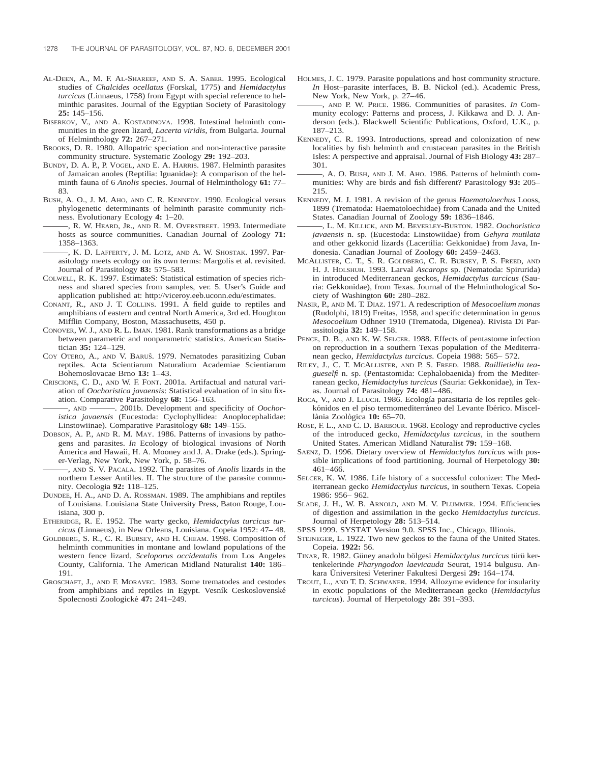AL-DEEN, A., M. F. AL-SHAREEF, AND S. A. SABER. 1995. Ecological studies of *Chalcides ocellatus* (Forskal, 1775) and *Hemidactylus turcicus* (Linnaeus, 1758) from Egypt with special reference to helminthic parasites. Journal of the Egyptian Society of Parasitology **25:** 145–156.

BISERKOV, V., AND A. KOSTADINOVA. 1998. Intestinal helminth communities in the green lizard, *Lacerta viridis*, from Bulgaria. Journal of Helminthology **72:** 267–271.

BROOKS, D. R. 1980. Allopatric speciation and non-interactive parasite community structure. Systematic Zoology **29:** 192–203.

BUNDY, D. A. P., P. VOGEL, AND E. A. HARRIS. 1987. Helminth parasites of Jamaican anoles (Reptilia: Iguanidae): A comparison of the helminth fauna of 6 *Anolis* species. Journal of Helminthology **61:** 77–83.

BUSH, A. O., J. M. AHO, AND C. R. KENNEDY. 1990. Ecological versus phylogenetic determinants of helminth parasite community richness. Evolutionary Ecology **4:** 1–20.

———, R. W. HEARD, JR., AND R. M. OVERSTREET. 1993. Intermediate hosts as source communities. Canadian Journal of Zoology **71:** 1358–1363.

———, K. D. LAFFERTY, J. M. LOTZ, AND A. W. SHOSTAK. 1997. Parasitology meets ecology on its own terms: Margolis et al. revisited. Journal of Parasitology **83:** 575–583.

COLWELL, R. K. 1997. EstimateS: Statistical estimation of species richness and shared species from samples, ver. 5. User's Guide and application published at: http://viceroy.eeb.uconn.edu/estimates.

CONANT, R., AND J. T. COLLINS. 1991. A field guide to reptiles and amphibians of eastern and central North America, 3rd ed. Houghton Mifflin Company, Boston, Massachusetts, 450 p.

CONOVER, W. J., AND R. L. IMAN. 1981. Rank transformations as a bridge between parametric and nonparametric statistics. American Statistician **35:** 124–129.

COY OTERO, A., AND V. BARUŠ. 1979. Nematodes parasitizing Cuban reptiles. Acta Scientiarum Naturalium Academiae Scientiarum Bohemoslovacae Brno **13:** 1–43.

CRISCIONE, C. D., AND W. F. FONT. 2001a. Artifactual and natural variation of *Oochoristica javaensis*: Statistical evaluation of in situ fixation. Comparative Parasitology **68:** 156–163.

———, AND ———. 2001b. Development and specificity of *Oochoristica javaensis* (Eucestoda: Cyclophyllidea: Anoplocephalidae: Linstowiinae). Comparative Parasitology **68:** 149–155.

DOBSON, A. P., AND R. M. MAY. 1986. Patterns of invasions by pathogens and parasites. *In* Ecology of biological invasions of North America and Hawaii, H. A. Mooney and J. A. Drake (eds.). Springer-Verlag, New York, New York, p. 58–76.

———, AND S. V. PACALA. 1992. The parasites of *Anolis* lizards in the northern Lesser Antilles. II. The structure of the parasite community. Oecologia **92:** 118–125.

DUNDEE, H. A., AND D. A. ROSSMAN. 1989. The amphibians and reptiles of Louisiana. Louisiana State University Press, Baton Rouge, Louisiana, 300 p.

ETHERIDGE, R. E. 1952. The warty gecko, *Hemidactylus turcicus turcicus* (Linnaeus), in New Orleans, Louisiana. Copeia 1952: 47– 48.

GOLDBERG, S. R., C. R. BURSEY, AND H. CHEAM. 1998. Composition of helminth communities in montane and lowland populations of the western fence lizard, *Sceloporus occidentalis* from Los Angeles County, California. The American Midland Naturalist **140:** 186–191.

GROSCHAFT, J., AND F. MORAVEC. 1983. Some trematodes and cestodes from amphibians and reptiles in Egypt. Vesník Ceskoslovenské Spolecnosti Zoologické **47:** 241–249.

HOLMES, J. C. 1979. Parasite populations and host community structure. *In* Host–parasite interfaces, B. B. Nickol (ed.). Academic Press, New York, New York, p. 27–46.

———, AND P. W. PRICE. 1986. Communities of parasites. *In* Community ecology: Patterns and process, J. Kikkawa and D. J. Anderson (eds.). Blackwell Scientific Publications, Oxford, U.K., p. 187–213.

KENNEDY, C. R. 1993. Introductions, spread and colonization of new localities by fish helminth and crustacean parasites in the British Isles: A perspective and appraisal. Journal of Fish Biology **43:** 287–301.

———, A. O. BUSH, AND J. M. AHO. 1986. Patterns of helminth communities: Why are birds and fish different? Parasitology **93:** 205–215.

KENNEDY, M. J. 1981. A revision of the genus *Haematoloechus* Looss, 1899 (Trematoda: Haematoloechidae) from Canada and the United States. Canadian Journal of Zoology **59:** 1836–1846.

———, L. M. KILLICK, AND M. BEVERLEY-BURTON. 1982. *Oochoristica javaensis* n. sp. (Eucestoda: Linstowiidae) from *Gehyra mutilata* and other gekkonid lizards (Lacertilia: Gekkonidae) from Java, Indonesia. Canadian Journal of Zoology **60:** 2459–2463.

MCALLISTER, C. T., S. R. GOLDBERG, C. R. BURSEY, P. S. FREED, AND H. J. HOLSHUH. 1993. Larval *Ascarops* sp. (Nematoda: Spirurida) in introduced Mediterranean geckos, *Hemidactylus turcicus* (Sauria: Gekkonidae), from Texas. Journal of the Helminthological Society of Washington **60:** 280–282.

NASIR, P., AND M. T. DIAZ. 1971. A redescription of *Mesocoelium monas* (Rudolphi, 1819) Freitas, 1958, and specific determination in genus *Mesocoelium* Odhner 1910 (Trematoda, Digenea). Rivista Di Parassitologia **32:** 149–158.

PENCE, D. B., AND K. W. SELCER. 1988. Effects of pentastome infection on reproduction in a southern Texas population of the Mediterranean gecko, *Hemidactylus turcicus.* Copeia 1988: 565– 572.

RILEY, J., C. T. MCALLISTER, AND P. S. FREED. 1988. *Raillietiella teagueselfi* n. sp. (Pentastomida: Cephalobaenida) from the Mediterranean gecko, *Hemidactylus turcicus* (Sauria: Gekkonidae), in Texas. Journal of Parasitology **74:** 481–486.

ROCA, V., AND J. LLUCH. 1986. Ecología parasitaria de los reptiles gekkónidos en el piso termomediterráneo del Levante Ibérico. Miscellània Zoològica **10:** 65–70.

ROSE, F. L., AND C. D. BARBOUR. 1968. Ecology and reproductive cycles of the introduced gecko, *Hemidactylus turcicus*, in the southern United States. American Midland Naturalist **79:** 159–168.

SAENZ, D. 1996. Dietary overview of *Hemidactylus turcicus* with possible implications of food partitioning. Journal of Herpetology **30:** 461–466.

SELCER, K. W. 1986. Life history of a successful colonizer: The Mediterranean gecko *Hemidactylus turcicus*, in southern Texas. Copeia 1986: 956– 962.

SLADE, J. H., W. B. ARNOLD, AND M. V. PLUMMER. 1994. Efficiencies of digestion and assimilation in the gecko *Hemidactylus turcicus*. Journal of Herpetology **28:** 513–514.

SPSS 1999. SYSTAT Version 9.0. SPSS Inc., Chicago, Illinois.

STEJNEGER, L. 1922. Two new geckos to the fauna of the United States. Copeia. **1922:** 56.

TINAR, R. 1982. Güney anadolu bölgesi *Hemidactylus turcicus* türü kertenkelerinde *Pharyngodon laevicauda* Seurat, 1914 bulgusu. Ankara Üniversitesi Veteriner Fakultesi Dergesi **29:** 164–174.

TROUT, L., AND T. D. SCHWANER. 1994. Allozyme evidence for insularity in exotic populations of the Mediterranean gecko (*Hemidactylus turcicus*). Journal of Herpetology **28:** 391–393.